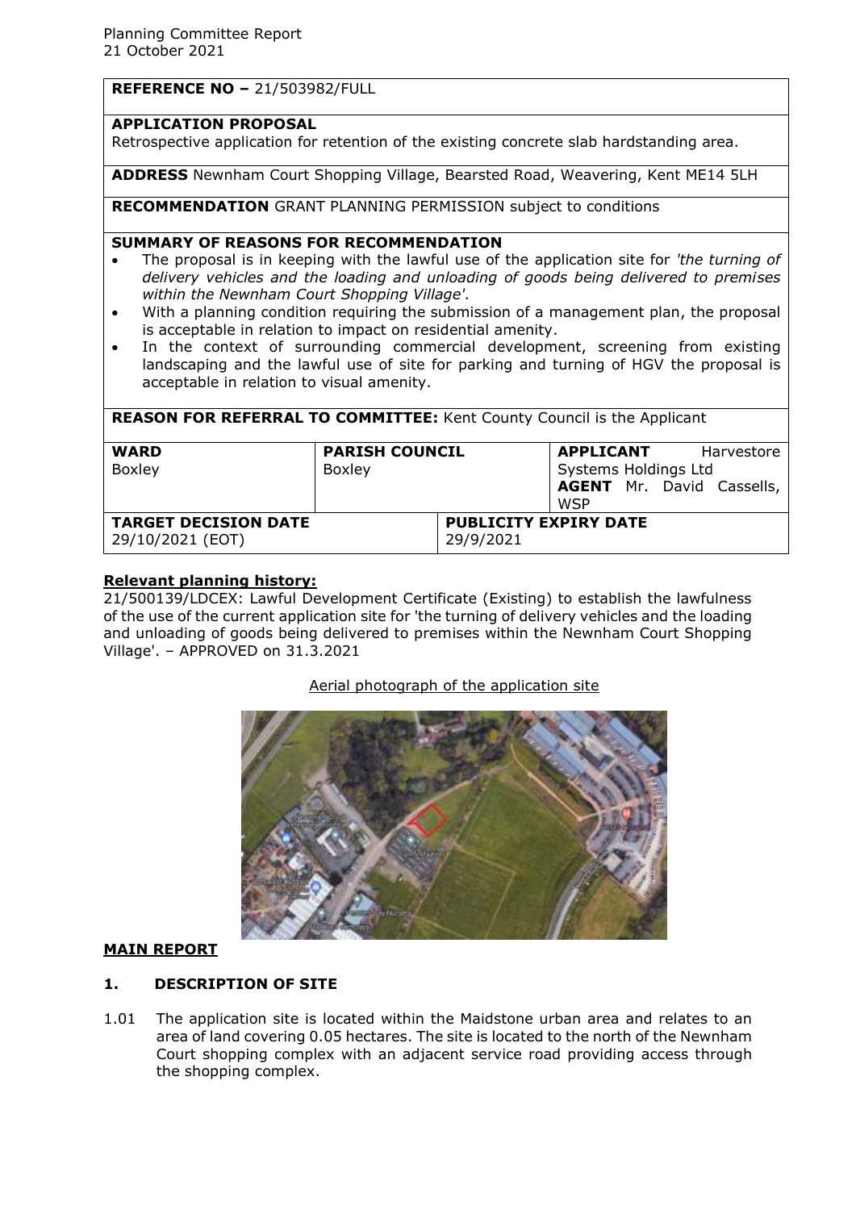Planning Committee Report
21 October 2021

**REFERENCE NO –** 21/503982/FULL

**APPLICATION PROPOSAL**
Retrospective application for retention of the existing concrete slab hardstanding area.

**ADDRESS** Newnham Court Shopping Village, Bearsted Road, Weavering, Kent ME14 5LH

**RECOMMENDATION** GRANT PLANNING PERMISSION subject to conditions

**SUMMARY OF REASONS FOR RECOMMENDATION**

- The proposal is in keeping with the lawful use of the application site for *'the turning of delivery vehicles and the loading and unloading of goods being delivered to premises within the Newnham Court Shopping Village'.*
- With a planning condition requiring the submission of a management plan, the proposal is acceptable in relation to impact on residential amenity.
- In the context of surrounding commercial development, screening from existing landscaping and the lawful use of site for parking and turning of HGV the proposal is acceptable in relation to visual amenity.

**REASON FOR REFERRAL TO COMMITTEE:** Kent County Council is the Applicant

| **WARD** | **PARISH COUNCIL** | | **APPLICANT** Harvestore Systems Holdings Ltd |
|---|---|---|---|
| Boxley | Boxley | | **AGENT** Mr. David Cassells, WSP |
| **TARGET DECISION DATE** | | **PUBLICITY EXPIRY DATE** | |
| 29/10/2021 (EOT) | | 29/9/2021 | |

**Relevant planning history:**

21/500139/LDCEX: Lawful Development Certificate (Existing) to establish the lawfulness of the use of the current application site for 'the turning of delivery vehicles and the loading and unloading of goods being delivered to premises within the Newnham Court Shopping Village'. – APPROVED on 31.3.2021

Aerial photograph of the application site

## MAIN REPORT

### 1. DESCRIPTION OF SITE

1.01 The application site is located within the Maidstone urban area and relates to an area of land covering 0.05 hectares. The site is located to the north of the Newnham Court shopping complex with an adjacent service road providing access through the shopping complex.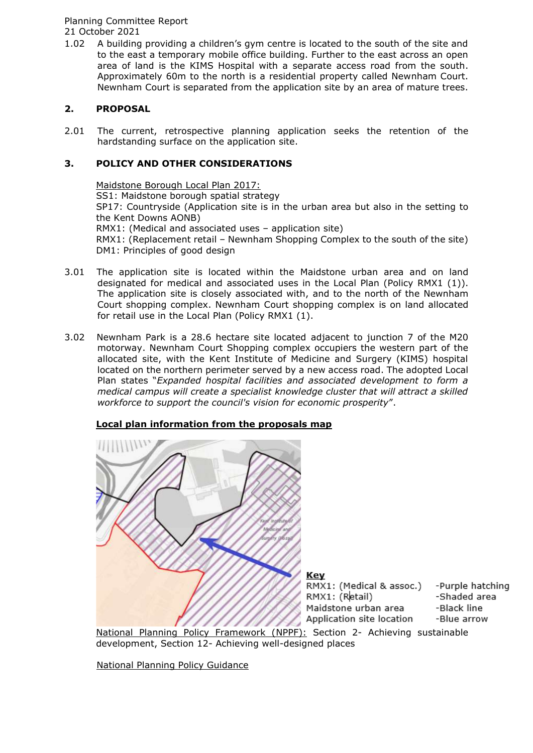1.02 A building providing a children's gym centre is located to the south of the site and to the east a temporary mobile office building. Further to the east across an open area of land is the KIMS Hospital with a separate access road from the south. Approximately 60m to the north is a residential property called Newnham Court. Newnham Court is separated from the application site by an area of mature trees.

## 2. PROPOSAL

2.01 The current, retrospective planning application seeks the retention of the hardstanding surface on the application site.

## 3. POLICY AND OTHER CONSIDERATIONS

Maidstone Borough Local Plan 2017:
SS1: Maidstone borough spatial strategy
SP17: Countryside (Application site is in the urban area but also in the setting to the Kent Downs AONB)
RMX1: (Medical and associated uses – application site)
RMX1: (Replacement retail – Newnham Shopping Complex to the south of the site)
DM1: Principles of good design

3.01 The application site is located within the Maidstone urban area and on land designated for medical and associated uses in the Local Plan (Policy RMX1 (1)). The application site is closely associated with, and to the north of the Newnham Court shopping complex. Newnham Court shopping complex is on land allocated for retail use in the Local Plan (Policy RMX1 (1).

3.02 Newnham Park is a 28.6 hectare site located adjacent to junction 7 of the M20 motorway. Newnham Court Shopping complex occupiers the western part of the allocated site, with the Kent Institute of Medicine and Surgery (KIMS) hospital located on the northern perimeter served by a new access road. The adopted Local Plan states "*Expanded hospital facilities and associated development to form a medical campus will create a specialist knowledge cluster that will attract a skilled workforce to support the council's vision for economic prosperity*".

**Local plan information from the proposals map**

**Key**

| | |
|---|---|
| RMX1: (Medical & assoc.) | -Purple hatching |
| RMX1: (Retail) | -Shaded area |
| Maidstone urban area | -Black line |
| Application site location | -Blue arrow |

National Planning Policy Framework (NPPF): Section 2- Achieving sustainable development, Section 12- Achieving well-designed places

National Planning Policy Guidance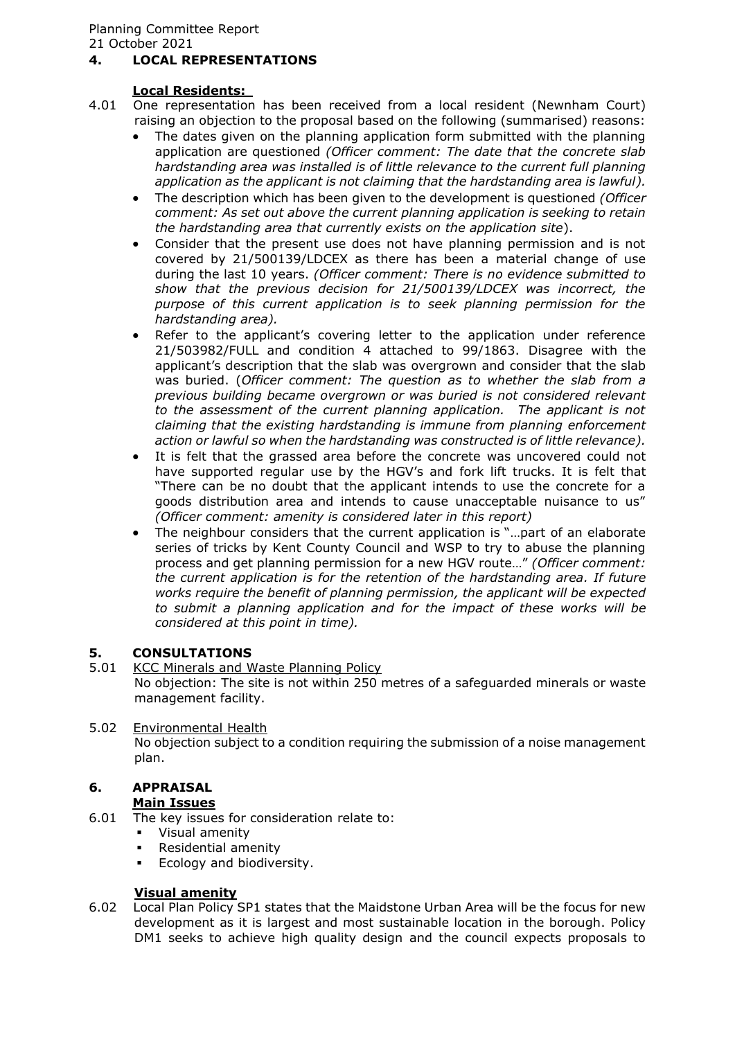## 4. LOCAL REPRESENTATIONS

**Local Residents:**

4.01 One representation has been received from a local resident (Newnham Court) raising an objection to the proposal based on the following (summarised) reasons:

- The dates given on the planning application form submitted with the planning application are questioned *(Officer comment: The date that the concrete slab hardstanding area was installed is of little relevance to the current full planning application as the applicant is not claiming that the hardstanding area is lawful).*
- The description which has been given to the development is questioned *(Officer comment: As set out above the current planning application is seeking to retain the hardstanding area that currently exists on the application site*).
- Consider that the present use does not have planning permission and is not covered by 21/500139/LDCEX as there has been a material change of use during the last 10 years. *(Officer comment: There is no evidence submitted to show that the previous decision for 21/500139/LDCEX was incorrect, the purpose of this current application is to seek planning permission for the hardstanding area).*
- Refer to the applicant's covering letter to the application under reference 21/503982/FULL and condition 4 attached to 99/1863. Disagree with the applicant's description that the slab was overgrown and consider that the slab was buried. (*Officer comment: The question as to whether the slab from a previous building became overgrown or was buried is not considered relevant to the assessment of the current planning application. The applicant is not claiming that the existing hardstanding is immune from planning enforcement action or lawful so when the hardstanding was constructed is of little relevance).*
- It is felt that the grassed area before the concrete was uncovered could not have supported regular use by the HGV's and fork lift trucks. It is felt that "There can be no doubt that the applicant intends to use the concrete for a goods distribution area and intends to cause unacceptable nuisance to us" *(Officer comment: amenity is considered later in this report)*
- The neighbour considers that the current application is "…part of an elaborate series of tricks by Kent County Council and WSP to try to abuse the planning process and get planning permission for a new HGV route…" *(Officer comment: the current application is for the retention of the hardstanding area. If future works require the benefit of planning permission, the applicant will be expected to submit a planning application and for the impact of these works will be considered at this point in time).*

## 5. CONSULTATIONS

5.01 KCC Minerals and Waste Planning Policy

No objection: The site is not within 250 metres of a safeguarded minerals or waste management facility.

5.02 Environmental Health

No objection subject to a condition requiring the submission of a noise management plan.

## 6. APPRAISAL

**Main Issues**

6.01 The key issues for consideration relate to:

- Visual amenity
- Residential amenity
- Ecology and biodiversity.

**Visual amenity**

6.02 Local Plan Policy SP1 states that the Maidstone Urban Area will be the focus for new development as it is largest and most sustainable location in the borough. Policy DM1 seeks to achieve high quality design and the council expects proposals to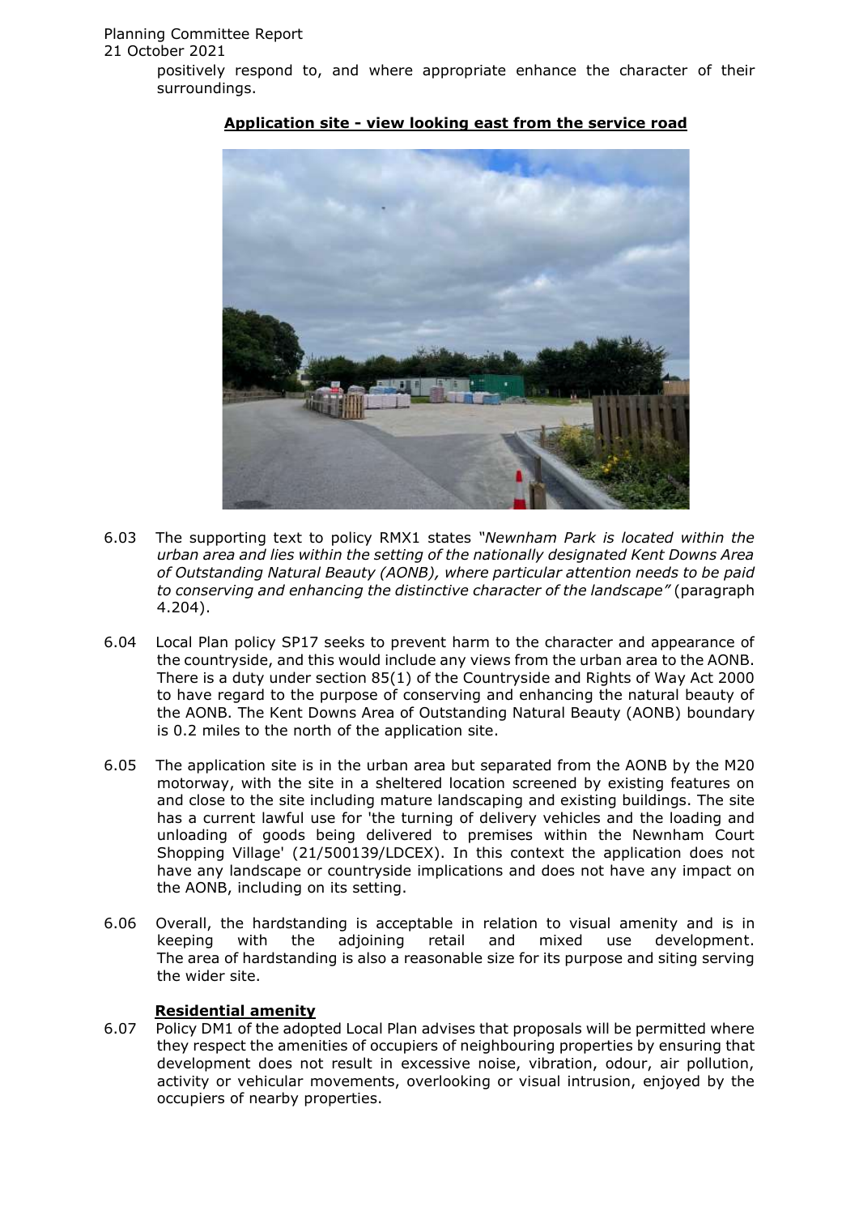positively respond to, and where appropriate enhance the character of their surroundings.

**Application site - view looking east from the service road**

6.03 The supporting text to policy RMX1 states *"Newnham Park is located within the urban area and lies within the setting of the nationally designated Kent Downs Area of Outstanding Natural Beauty (AONB), where particular attention needs to be paid to conserving and enhancing the distinctive character of the landscape"* (paragraph 4.204).

6.04 Local Plan policy SP17 seeks to prevent harm to the character and appearance of the countryside, and this would include any views from the urban area to the AONB. There is a duty under section 85(1) of the Countryside and Rights of Way Act 2000 to have regard to the purpose of conserving and enhancing the natural beauty of the AONB. The Kent Downs Area of Outstanding Natural Beauty (AONB) boundary is 0.2 miles to the north of the application site.

6.05 The application site is in the urban area but separated from the AONB by the M20 motorway, with the site in a sheltered location screened by existing features on and close to the site including mature landscaping and existing buildings. The site has a current lawful use for 'the turning of delivery vehicles and the loading and unloading of goods being delivered to premises within the Newnham Court Shopping Village' (21/500139/LDCEX). In this context the application does not have any landscape or countryside implications and does not have any impact on the AONB, including on its setting.

6.06 Overall, the hardstanding is acceptable in relation to visual amenity and is in keeping with the adjoining retail and mixed use development. The area of hardstanding is also a reasonable size for its purpose and siting serving the wider site.

**Residential amenity**

6.07 Policy DM1 of the adopted Local Plan advises that proposals will be permitted where they respect the amenities of occupiers of neighbouring properties by ensuring that development does not result in excessive noise, vibration, odour, air pollution, activity or vehicular movements, overlooking or visual intrusion, enjoyed by the occupiers of nearby properties.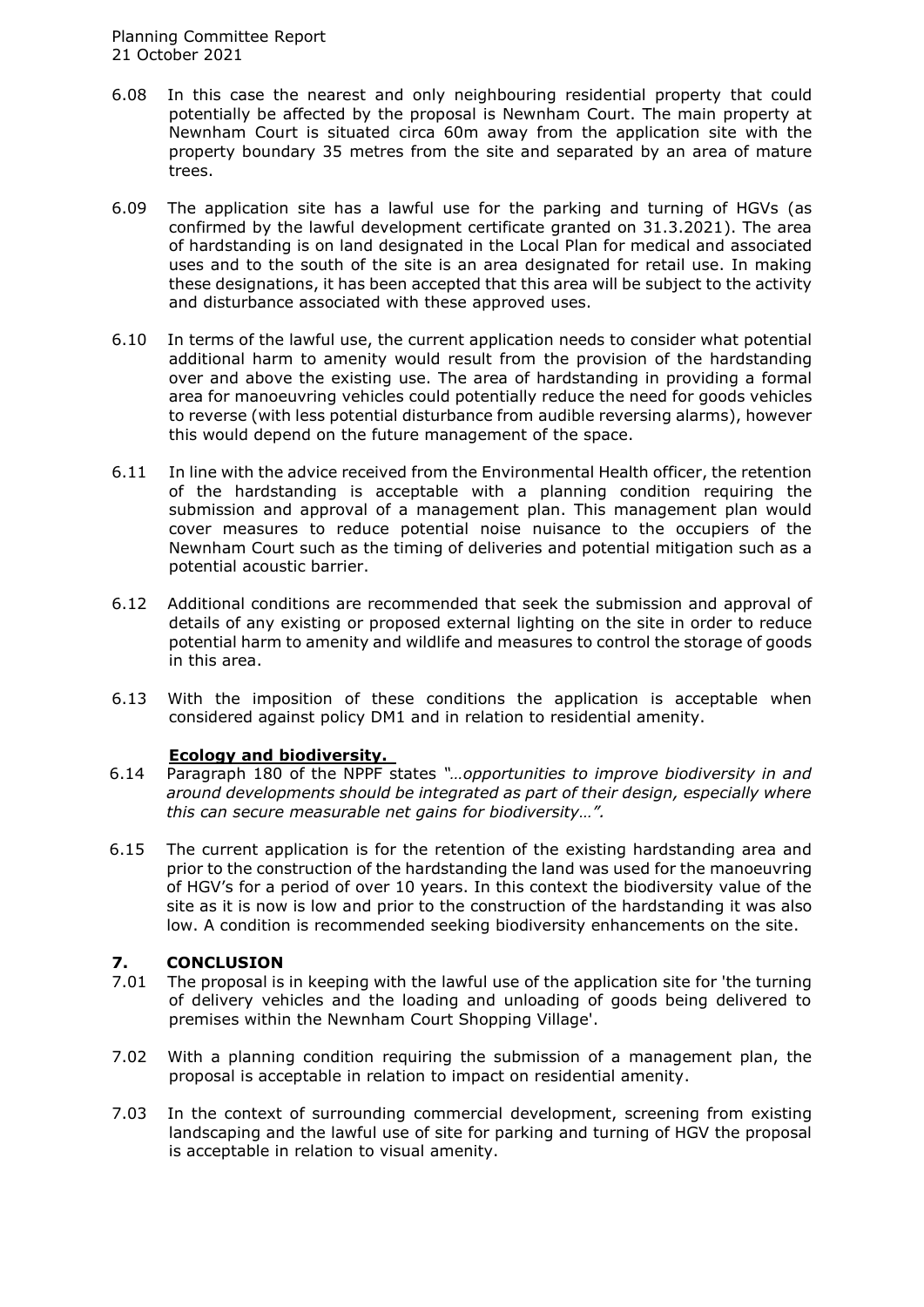6.08 In this case the nearest and only neighbouring residential property that could potentially be affected by the proposal is Newnham Court. The main property at Newnham Court is situated circa 60m away from the application site with the property boundary 35 metres from the site and separated by an area of mature trees.

6.09 The application site has a lawful use for the parking and turning of HGVs (as confirmed by the lawful development certificate granted on 31.3.2021). The area of hardstanding is on land designated in the Local Plan for medical and associated uses and to the south of the site is an area designated for retail use. In making these designations, it has been accepted that this area will be subject to the activity and disturbance associated with these approved uses.

6.10 In terms of the lawful use, the current application needs to consider what potential additional harm to amenity would result from the provision of the hardstanding over and above the existing use. The area of hardstanding in providing a formal area for manoeuvring vehicles could potentially reduce the need for goods vehicles to reverse (with less potential disturbance from audible reversing alarms), however this would depend on the future management of the space.

6.11 In line with the advice received from the Environmental Health officer, the retention of the hardstanding is acceptable with a planning condition requiring the submission and approval of a management plan. This management plan would cover measures to reduce potential noise nuisance to the occupiers of the Newnham Court such as the timing of deliveries and potential mitigation such as a potential acoustic barrier.

6.12 Additional conditions are recommended that seek the submission and approval of details of any existing or proposed external lighting on the site in order to reduce potential harm to amenity and wildlife and measures to control the storage of goods in this area.

6.13 With the imposition of these conditions the application is acceptable when considered against policy DM1 and in relation to residential amenity.

**Ecology and biodiversity.**

6.14 Paragraph 180 of the NPPF states *"…opportunities to improve biodiversity in and around developments should be integrated as part of their design, especially where this can secure measurable net gains for biodiversity…".*

6.15 The current application is for the retention of the existing hardstanding area and prior to the construction of the hardstanding the land was used for the manoeuvring of HGV's for a period of over 10 years. In this context the biodiversity value of the site as it is now is low and prior to the construction of the hardstanding it was also low. A condition is recommended seeking biodiversity enhancements on the site.

## 7. CONCLUSION

7.01 The proposal is in keeping with the lawful use of the application site for 'the turning of delivery vehicles and the loading and unloading of goods being delivered to premises within the Newnham Court Shopping Village'.

7.02 With a planning condition requiring the submission of a management plan, the proposal is acceptable in relation to impact on residential amenity.

7.03 In the context of surrounding commercial development, screening from existing landscaping and the lawful use of site for parking and turning of HGV the proposal is acceptable in relation to visual amenity.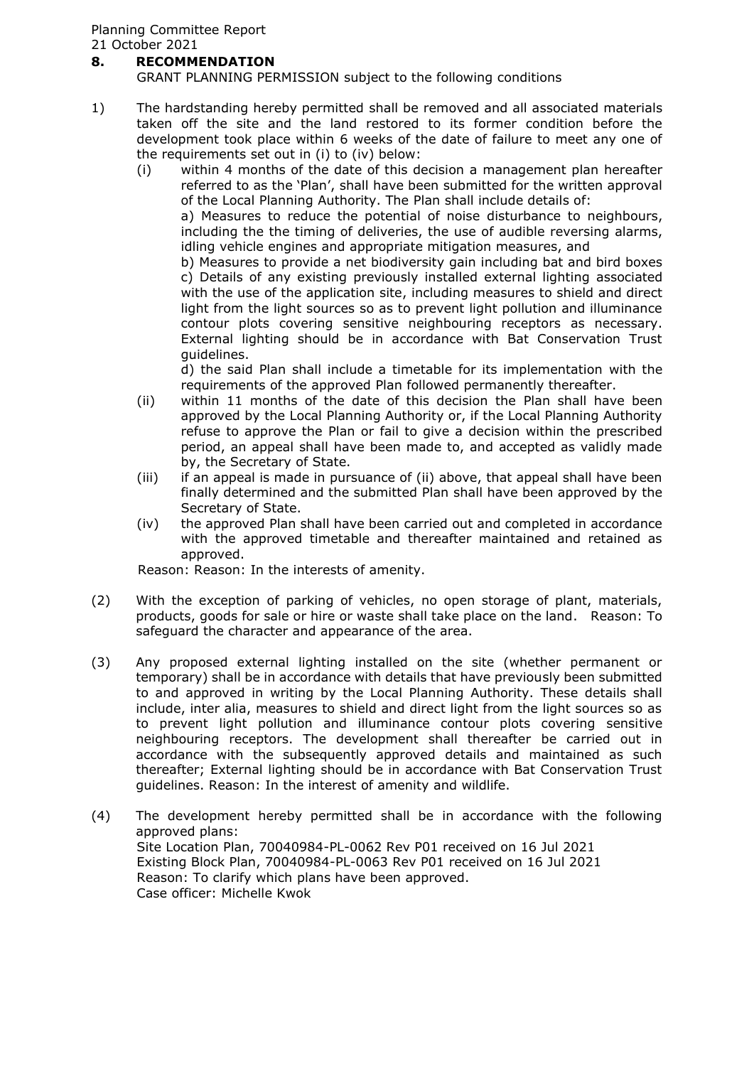## 8. RECOMMENDATION

GRANT PLANNING PERMISSION subject to the following conditions

1) The hardstanding hereby permitted shall be removed and all associated materials taken off the site and the land restored to its former condition before the development took place within 6 weeks of the date of failure to meet any one of the requirements set out in (i) to (iv) below:

   (i) within 4 months of the date of this decision a management plan hereafter referred to as the 'Plan', shall have been submitted for the written approval of the Local Planning Authority. The Plan shall include details of:

   a) Measures to reduce the potential of noise disturbance to neighbours, including the the timing of deliveries, the use of audible reversing alarms, idling vehicle engines and appropriate mitigation measures, and

   b) Measures to provide a net biodiversity gain including bat and bird boxes

   c) Details of any existing previously installed external lighting associated with the use of the application site, including measures to shield and direct light from the light sources so as to prevent light pollution and illuminance contour plots covering sensitive neighbouring receptors as necessary. External lighting should be in accordance with Bat Conservation Trust guidelines.

   d) the said Plan shall include a timetable for its implementation with the requirements of the approved Plan followed permanently thereafter.

   (ii) within 11 months of the date of this decision the Plan shall have been approved by the Local Planning Authority or, if the Local Planning Authority refuse to approve the Plan or fail to give a decision within the prescribed period, an appeal shall have been made to, and accepted as validly made by, the Secretary of State.

   (iii) if an appeal is made in pursuance of (ii) above, that appeal shall have been finally determined and the submitted Plan shall have been approved by the Secretary of State.

   (iv) the approved Plan shall have been carried out and completed in accordance with the approved timetable and thereafter maintained and retained as approved.

   Reason: Reason: In the interests of amenity.

(2) With the exception of parking of vehicles, no open storage of plant, materials, products, goods for sale or hire or waste shall take place on the land. Reason: To safeguard the character and appearance of the area.

(3) Any proposed external lighting installed on the site (whether permanent or temporary) shall be in accordance with details that have previously been submitted to and approved in writing by the Local Planning Authority. These details shall include, inter alia, measures to shield and direct light from the light sources so as to prevent light pollution and illuminance contour plots covering sensitive neighbouring receptors. The development shall thereafter be carried out in accordance with the subsequently approved details and maintained as such thereafter; External lighting should be in accordance with Bat Conservation Trust guidelines. Reason: In the interest of amenity and wildlife.

(4) The development hereby permitted shall be in accordance with the following approved plans:
   Site Location Plan, 70040984-PL-0062 Rev P01 received on 16 Jul 2021
   Existing Block Plan, 70040984-PL-0063 Rev P01 received on 16 Jul 2021
   Reason: To clarify which plans have been approved.
   Case officer: Michelle Kwok